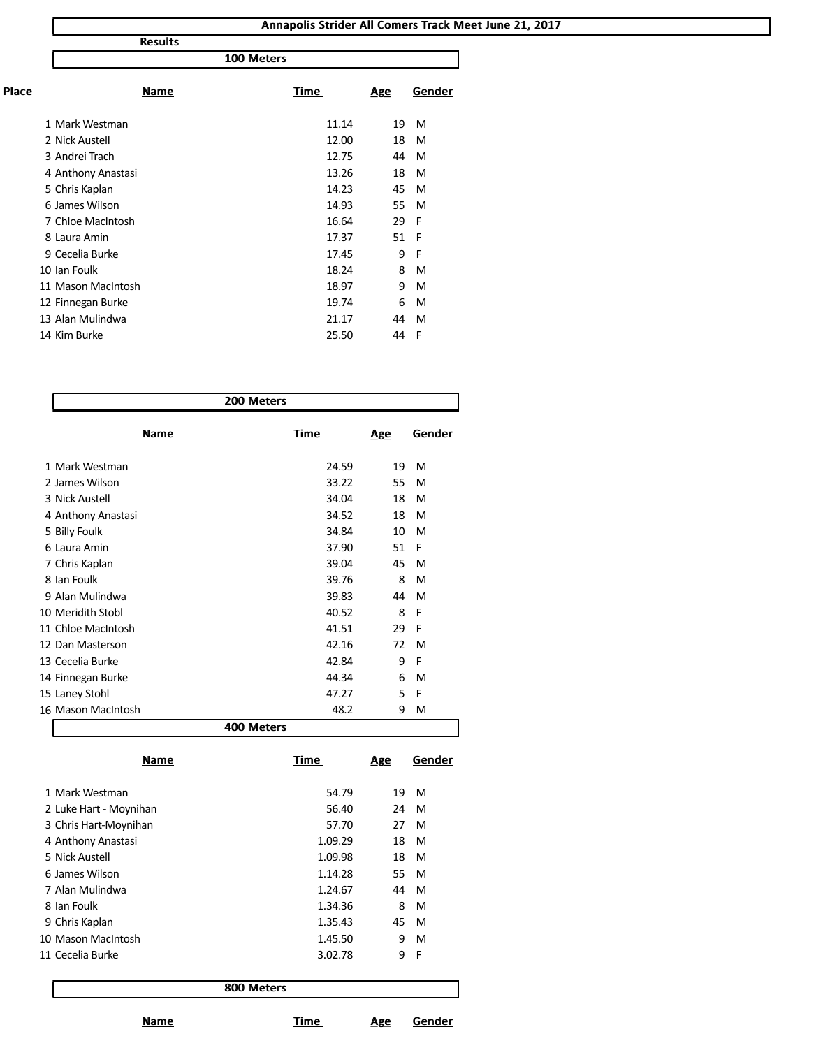# Annapolis Strider All Comers Track Meet June 21, 2017

**Results**

## 100 Meters

| Place | Name | Time | Age | Gender |
|---|---|---|---|---|
| 1 | Mark Westman | 11.14 | 19 | M |
| 2 | Nick Austell | 12.00 | 18 | M |
| 3 | Andrei Trach | 12.75 | 44 | M |
| 4 | Anthony Anastasi | 13.26 | 18 | M |
| 5 | Chris Kaplan | 14.23 | 45 | M |
| 6 | James Wilson | 14.93 | 55 | M |
| 7 | Chloe MacIntosh | 16.64 | 29 | F |
| 8 | Laura Amin | 17.37 | 51 | F |
| 9 | Cecelia Burke | 17.45 | 9 | F |
| 10 | Ian Foulk | 18.24 | 8 | M |
| 11 | Mason MacIntosh | 18.97 | 9 | M |
| 12 | Finnegan Burke | 19.74 | 6 | M |
| 13 | Alan Mulindwa | 21.17 | 44 | M |
| 14 | Kim Burke | 25.50 | 44 | F |

## 200 Meters

| Place | Name | Time | Age | Gender |
|---|---|---|---|---|
| 1 | Mark Westman | 24.59 | 19 | M |
| 2 | James Wilson | 33.22 | 55 | M |
| 3 | Nick Austell | 34.04 | 18 | M |
| 4 | Anthony Anastasi | 34.52 | 18 | M |
| 5 | Billy Foulk | 34.84 | 10 | M |
| 6 | Laura Amin | 37.90 | 51 | F |
| 7 | Chris Kaplan | 39.04 | 45 | M |
| 8 | Ian Foulk | 39.76 | 8 | M |
| 9 | Alan Mulindwa | 39.83 | 44 | M |
| 10 | Meridith Stobl | 40.52 | 8 | F |
| 11 | Chloe MacIntosh | 41.51 | 29 | F |
| 12 | Dan Masterson | 42.16 | 72 | M |
| 13 | Cecelia Burke | 42.84 | 9 | F |
| 14 | Finnegan Burke | 44.34 | 6 | M |
| 15 | Laney Stohl | 47.27 | 5 | F |
| 16 | Mason MacIntosh | 48.2 | 9 | M |

## 400 Meters

| Place | Name | Time | Age | Gender |
|---|---|---|---|---|
| 1 | Mark Westman | 54.79 | 19 | M |
| 2 | Luke Hart - Moynihan | 56.40 | 24 | M |
| 3 | Chris Hart-Moynihan | 57.70 | 27 | M |
| 4 | Anthony Anastasi | 1.09.29 | 18 | M |
| 5 | Nick Austell | 1.09.98 | 18 | M |
| 6 | James Wilson | 1.14.28 | 55 | M |
| 7 | Alan Mulindwa | 1.24.67 | 44 | M |
| 8 | Ian Foulk | 1.34.36 | 8 | M |
| 9 | Chris Kaplan | 1.35.43 | 45 | M |
| 10 | Mason MacIntosh | 1.45.50 | 9 | M |
| 11 | Cecelia Burke | 3.02.78 | 9 | F |

## 800 Meters

| Name | Time | Age | Gender |
|---|---|---|---|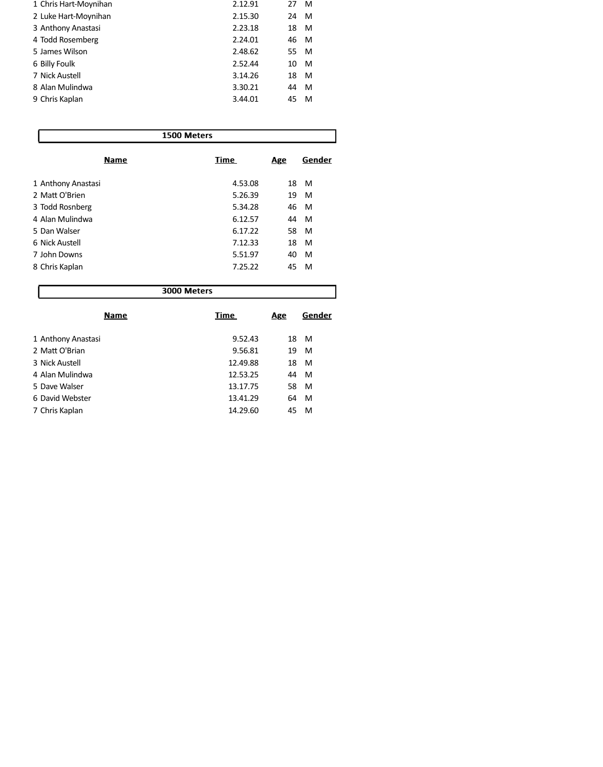| | | | |
|---|---|---|---|
| 1 Chris Hart-Moynihan | 2.12.91 | 27 | M |
| 2 Luke Hart-Moynihan | 2.15.30 | 24 | M |
| 3 Anthony Anastasi | 2.23.18 | 18 | M |
| 4 Todd Rosemberg | 2.24.01 | 46 | M |
| 5 James Wilson | 2.48.62 | 55 | M |
| 6 Billy Foulk | 2.52.44 | 10 | M |
| 7 Nick Austell | 3.14.26 | 18 | M |
| 8 Alan Mulindwa | 3.30.21 | 44 | M |
| 9 Chris Kaplan | 3.44.01 | 45 | M |

## 1500 Meters

| Name | Time | Age | Gender |
|---|---|---|---|
| 1 Anthony Anastasi | 4.53.08 | 18 | M |
| 2 Matt O'Brien | 5.26.39 | 19 | M |
| 3 Todd Rosnberg | 5.34.28 | 46 | M |
| 4 Alan Mulindwa | 6.12.57 | 44 | M |
| 5 Dan Walser | 6.17.22 | 58 | M |
| 6 Nick Austell | 7.12.33 | 18 | M |
| 7 John Downs | 5.51.97 | 40 | M |
| 8 Chris Kaplan | 7.25.22 | 45 | M |

## 3000 Meters

| Name | Time | Age | Gender |
|---|---|---|---|
| 1 Anthony Anastasi | 9.52.43 | 18 | M |
| 2 Matt O'Brian | 9.56.81 | 19 | M |
| 3 Nick Austell | 12.49.88 | 18 | M |
| 4 Alan Mulindwa | 12.53.25 | 44 | M |
| 5 Dave Walser | 13.17.75 | 58 | M |
| 6 David Webster | 13.41.29 | 64 | M |
| 7 Chris Kaplan | 14.29.60 | 45 | M |